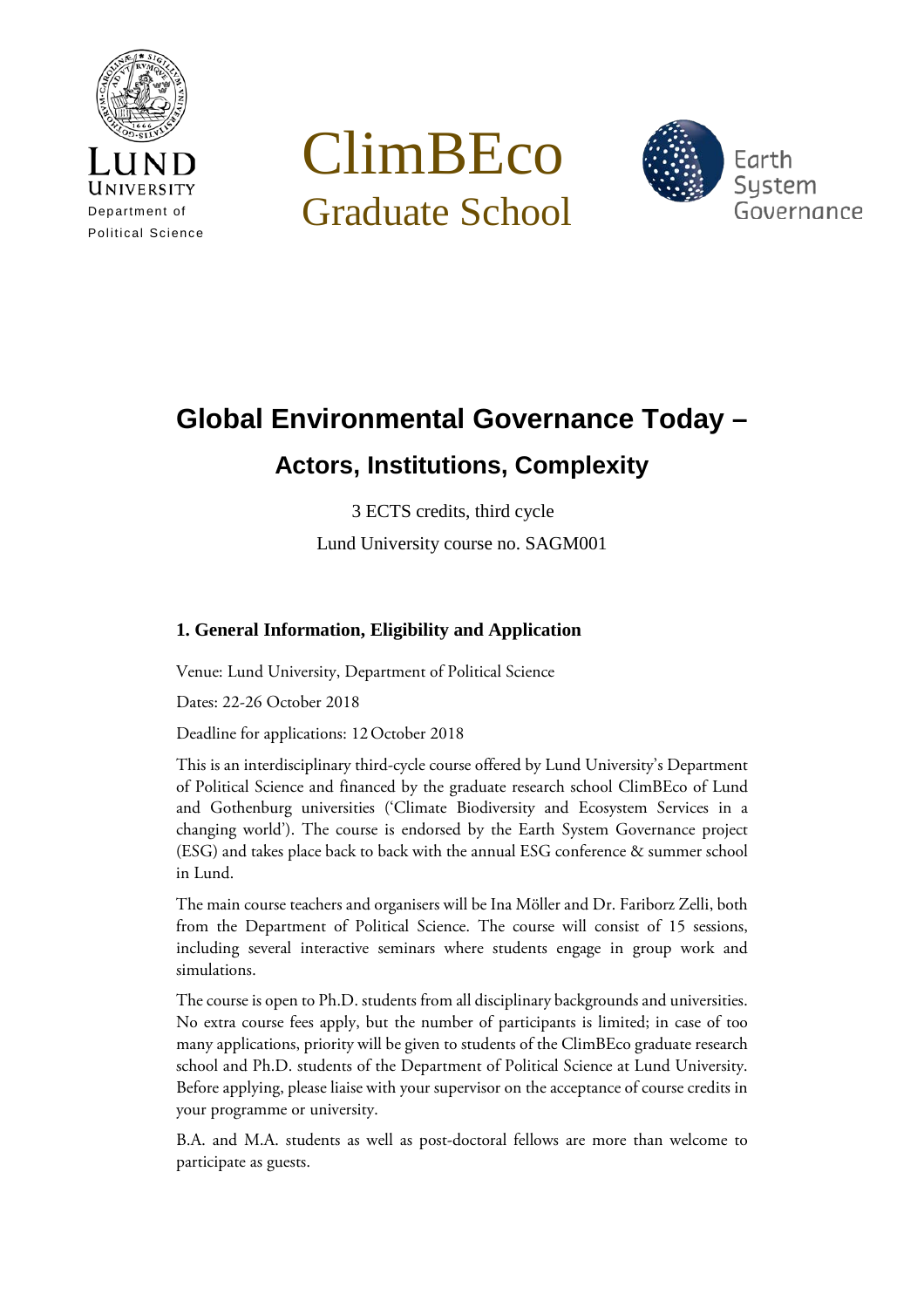Lund University
Department of
Political Science

ClimBEco
Graduate School

Earth
System
Governance

# Global Environmental Governance Today –

## Actors, Institutions, Complexity

3 ECTS credits, third cycle

Lund University course no. SAGM001

### 1. General Information, Eligibility and Application

Venue: Lund University, Department of Political Science

Dates: 22-26 October 2018

Deadline for applications: 12 October 2018

This is an interdisciplinary third-cycle course offered by Lund University's Department of Political Science and financed by the graduate research school ClimBEco of Lund and Gothenburg universities ('Climate Biodiversity and Ecosystem Services in a changing world'). The course is endorsed by the Earth System Governance project (ESG) and takes place back to back with the annual ESG conference & summer school in Lund.

The main course teachers and organisers will be Ina Möller and Dr. Fariborz Zelli, both from the Department of Political Science. The course will consist of 15 sessions, including several interactive seminars where students engage in group work and simulations.

The course is open to Ph.D. students from all disciplinary backgrounds and universities. No extra course fees apply, but the number of participants is limited; in case of too many applications, priority will be given to students of the ClimBEco graduate research school and Ph.D. students of the Department of Political Science at Lund University. Before applying, please liaise with your supervisor on the acceptance of course credits in your programme or university.

B.A. and M.A. students as well as post-doctoral fellows are more than welcome to participate as guests.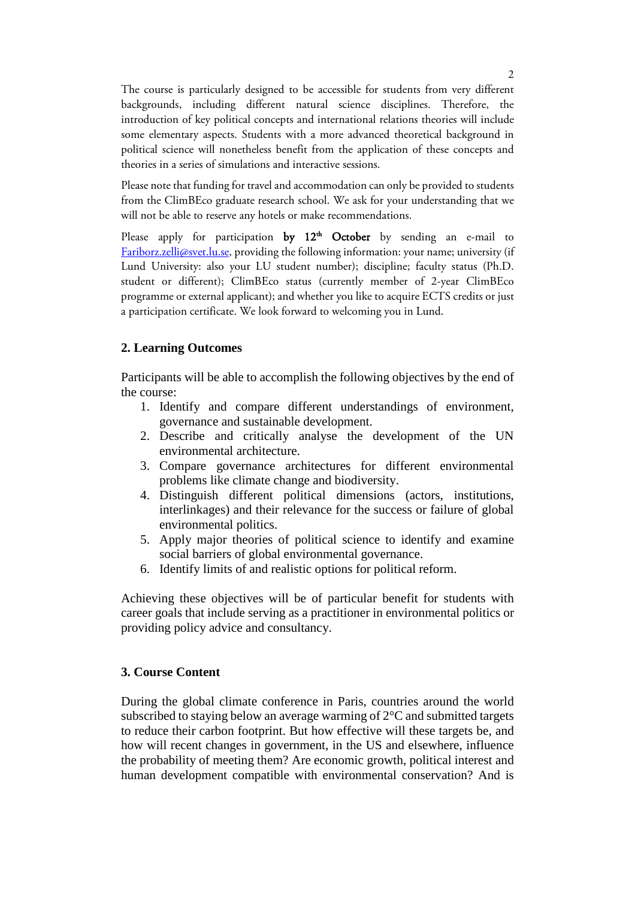The course is particularly designed to be accessible for students from very different backgrounds, including different natural science disciplines. Therefore, the introduction of key political concepts and international relations theories will include some elementary aspects. Students with a more advanced theoretical background in political science will nonetheless benefit from the application of these concepts and theories in a series of simulations and interactive sessions.

Please note that funding for travel and accommodation can only be provided to students from the ClimBEco graduate research school. We ask for your understanding that we will not be able to reserve any hotels or make recommendations.

Please apply for participation **by 12th October** by sending an e-mail to Fariborz.zelli@svet.lu.se, providing the following information: your name; university (if Lund University: also your LU student number); discipline; faculty status (Ph.D. student or different); ClimBEco status (currently member of 2-year ClimBEco programme or external applicant); and whether you like to acquire ECTS credits or just a participation certificate. We look forward to welcoming you in Lund.

## 2. Learning Outcomes

Participants will be able to accomplish the following objectives by the end of the course:

1. Identify and compare different understandings of environment, governance and sustainable development.
2. Describe and critically analyse the development of the UN environmental architecture.
3. Compare governance architectures for different environmental problems like climate change and biodiversity.
4. Distinguish different political dimensions (actors, institutions, interlinkages) and their relevance for the success or failure of global environmental politics.
5. Apply major theories of political science to identify and examine social barriers of global environmental governance.
6. Identify limits of and realistic options for political reform.

Achieving these objectives will be of particular benefit for students with career goals that include serving as a practitioner in environmental politics or providing policy advice and consultancy.

## 3. Course Content

During the global climate conference in Paris, countries around the world subscribed to staying below an average warming of 2°C and submitted targets to reduce their carbon footprint. But how effective will these targets be, and how will recent changes in government, in the US and elsewhere, influence the probability of meeting them? Are economic growth, political interest and human development compatible with environmental conservation? And is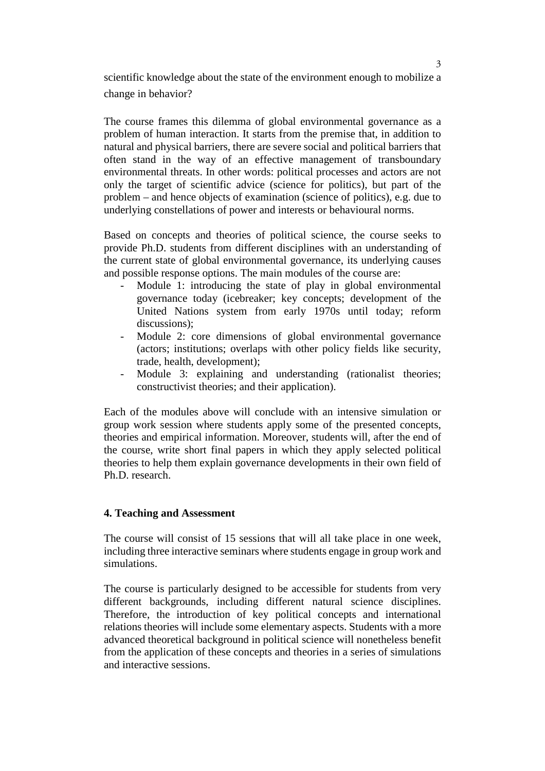scientific knowledge about the state of the environment enough to mobilize a change in behavior?

The course frames this dilemma of global environmental governance as a problem of human interaction. It starts from the premise that, in addition to natural and physical barriers, there are severe social and political barriers that often stand in the way of an effective management of transboundary environmental threats. In other words: political processes and actors are not only the target of scientific advice (science for politics), but part of the problem – and hence objects of examination (science of politics), e.g. due to underlying constellations of power and interests or behavioural norms.

Based on concepts and theories of political science, the course seeks to provide Ph.D. students from different disciplines with an understanding of the current state of global environmental governance, its underlying causes and possible response options. The main modules of the course are:

- Module 1: introducing the state of play in global environmental governance today (icebreaker; key concepts; development of the United Nations system from early 1970s until today; reform discussions);
- Module 2: core dimensions of global environmental governance (actors; institutions; overlaps with other policy fields like security, trade, health, development);
- Module 3: explaining and understanding (rationalist theories; constructivist theories; and their application).

Each of the modules above will conclude with an intensive simulation or group work session where students apply some of the presented concepts, theories and empirical information. Moreover, students will, after the end of the course, write short final papers in which they apply selected political theories to help them explain governance developments in their own field of Ph.D. research.

## 4. Teaching and Assessment

The course will consist of 15 sessions that will all take place in one week, including three interactive seminars where students engage in group work and simulations.

The course is particularly designed to be accessible for students from very different backgrounds, including different natural science disciplines. Therefore, the introduction of key political concepts and international relations theories will include some elementary aspects. Students with a more advanced theoretical background in political science will nonetheless benefit from the application of these concepts and theories in a series of simulations and interactive sessions.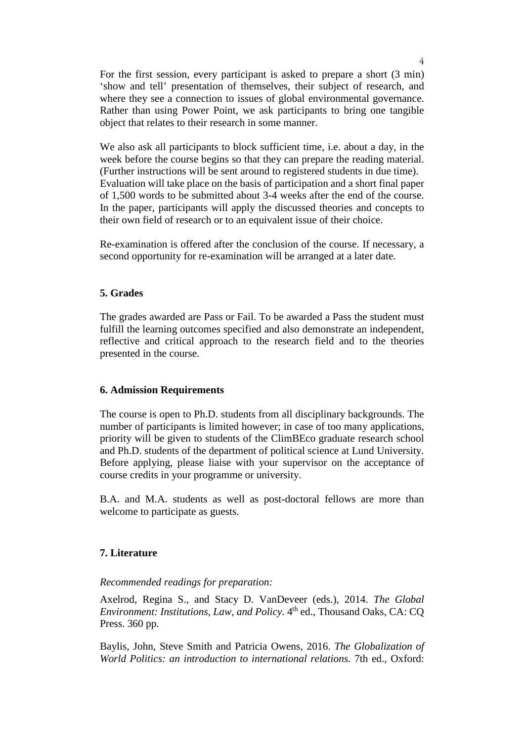For the first session, every participant is asked to prepare a short (3 min) 'show and tell' presentation of themselves, their subject of research, and where they see a connection to issues of global environmental governance. Rather than using Power Point, we ask participants to bring one tangible object that relates to their research in some manner.

We also ask all participants to block sufficient time, i.e. about a day, in the week before the course begins so that they can prepare the reading material. (Further instructions will be sent around to registered students in due time). Evaluation will take place on the basis of participation and a short final paper of 1,500 words to be submitted about 3-4 weeks after the end of the course. In the paper, participants will apply the discussed theories and concepts to their own field of research or to an equivalent issue of their choice.

Re-examination is offered after the conclusion of the course. If necessary, a second opportunity for re-examination will be arranged at a later date.

## 5. Grades

The grades awarded are Pass or Fail. To be awarded a Pass the student must fulfill the learning outcomes specified and also demonstrate an independent, reflective and critical approach to the research field and to the theories presented in the course.

## 6. Admission Requirements

The course is open to Ph.D. students from all disciplinary backgrounds. The number of participants is limited however; in case of too many applications, priority will be given to students of the ClimBEco graduate research school and Ph.D. students of the department of political science at Lund University. Before applying, please liaise with your supervisor on the acceptance of course credits in your programme or university.

B.A. and M.A. students as well as post-doctoral fellows are more than welcome to participate as guests.

## 7. Literature

*Recommended readings for preparation:*

Axelrod, Regina S., and Stacy D. VanDeveer (eds.), 2014. *The Global Environment: Institutions, Law, and Policy.* 4th ed., Thousand Oaks, CA: CQ Press. 360 pp.

Baylis, John, Steve Smith and Patricia Owens, 2016. *The Globalization of World Politics: an introduction to international relations.* 7th ed., Oxford: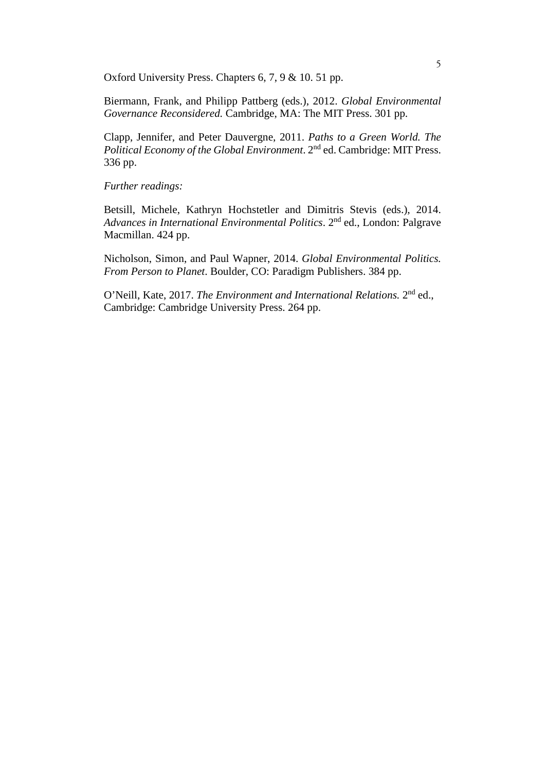Oxford University Press. Chapters 6, 7, 9 & 10. 51 pp.

Biermann, Frank, and Philipp Pattberg (eds.), 2012. *Global Environmental Governance Reconsidered.* Cambridge, MA: The MIT Press. 301 pp.

Clapp, Jennifer, and Peter Dauvergne, 2011. *Paths to a Green World. The Political Economy of the Global Environment*. 2nd ed. Cambridge: MIT Press. 336 pp.

*Further readings:*

Betsill, Michele, Kathryn Hochstetler and Dimitris Stevis (eds.), 2014. *Advances in International Environmental Politics*. 2nd ed., London: Palgrave Macmillan. 424 pp.

Nicholson, Simon, and Paul Wapner, 2014. *Global Environmental Politics. From Person to Planet*. Boulder, CO: Paradigm Publishers. 384 pp.

O'Neill, Kate, 2017. *The Environment and International Relations.* 2nd ed., Cambridge: Cambridge University Press. 264 pp.